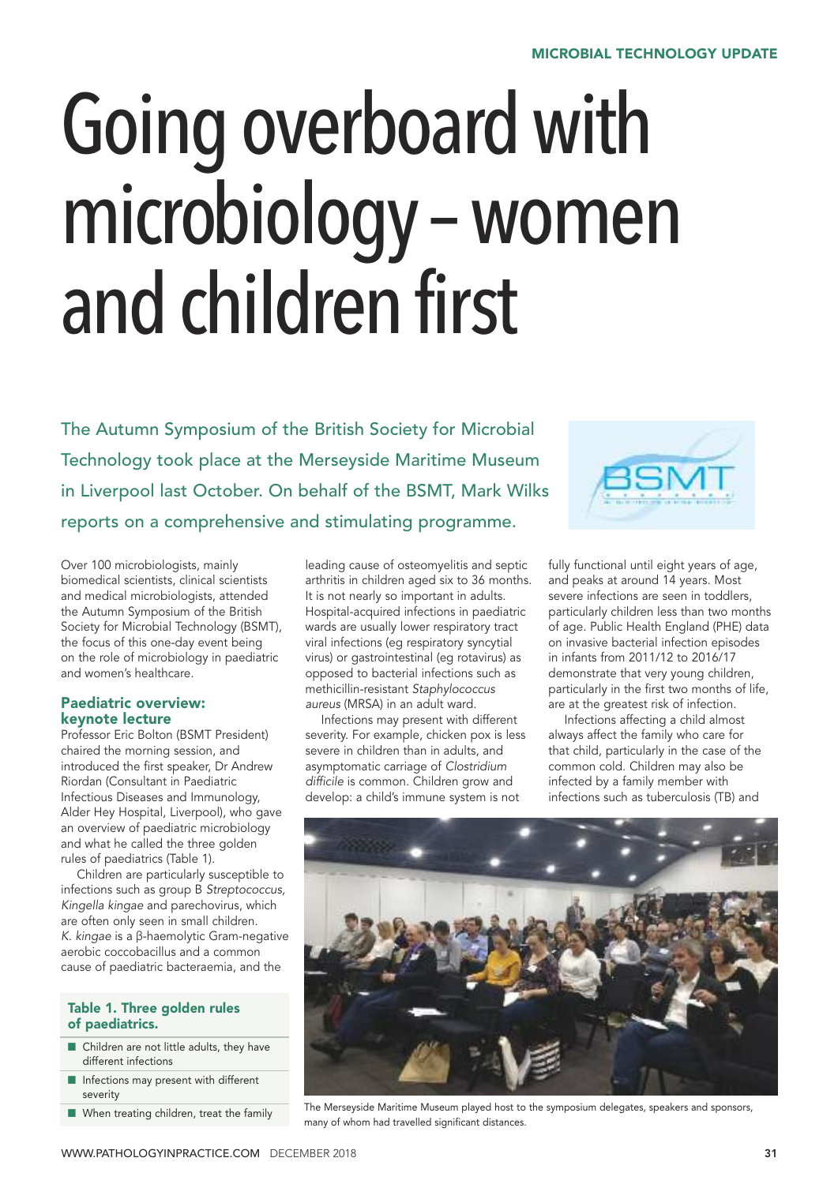# Going overboard with microbiology – women and children first

The Autumn Symposium of the British Society for Microbial Technology took place at the Merseyside Maritime Museum in Liverpool last October. On behalf of the BSMT, Mark Wilks reports on a comprehensive and stimulating programme.

Over 100 microbiologists, mainly biomedical scientists, clinical scientists and medical microbiologists, attended the Autumn Symposium of the British Society for Microbial Technology (BSMT), the focus of this one-day event being on the role of microbiology in paediatric and women's healthcare.

## Paediatric overview: keynote lecture

Professor Eric Bolton (BSMT President) chaired the morning session, and introduced the first speaker, Dr Andrew Riordan (Consultant in Paediatric Infectious Diseases and Immunology, Alder Hey Hospital, Liverpool), who gave an overview of paediatric microbiology and what he called the three golden rules of paediatrics (Table 1).

Children are particularly susceptible to infections such as group B *Streptococcus, Kingella kingae* and parechovirus, which are often only seen in small children. *K. kingae* is a β-haemolytic Gram-negative aerobic coccobacillus and a common cause of paediatric bacteraemia, and the leading cause of osteomyelitis and septic arthritis in children aged six to 36 months. It is not nearly so important in adults. Hospital-acquired infections in paediatric wards are usually lower respiratory tract viral infections (eg respiratory syncytial virus) or gastrointestinal (eg rotavirus) as opposed to bacterial infections such as methicillin-resistant *Staphylococcus aureus* (MRSA) in an adult ward.

Infections may present with different severity. For example, chicken pox is less severe in children than in adults, and asymptomatic carriage of *Clostridium difficile* is common. Children grow and develop: a child's immune system is not fully functional until eight years of age, and peaks at around 14 years. Most severe infections are seen in toddlers, particularly children less than two months of age. Public Health England (PHE) data on invasive bacterial infection episodes in infants from 2011/12 to 2016/17 demonstrate that very young children, particularly in the first two months of life, are at the greatest risk of infection.

Infections affecting a child almost always affect the family who care for that child, particularly in the case of the common cold. Children may also be infected by a family member with infections such as tuberculosis (TB) and

**Table 1. Three golden rules of paediatrics.**

- Children are not little adults, they have different infections
- Infections may present with different severity
- When treating children, treat the family

The Merseyside Maritime Museum played host to the symposium delegates, speakers and sponsors, many of whom had travelled significant distances.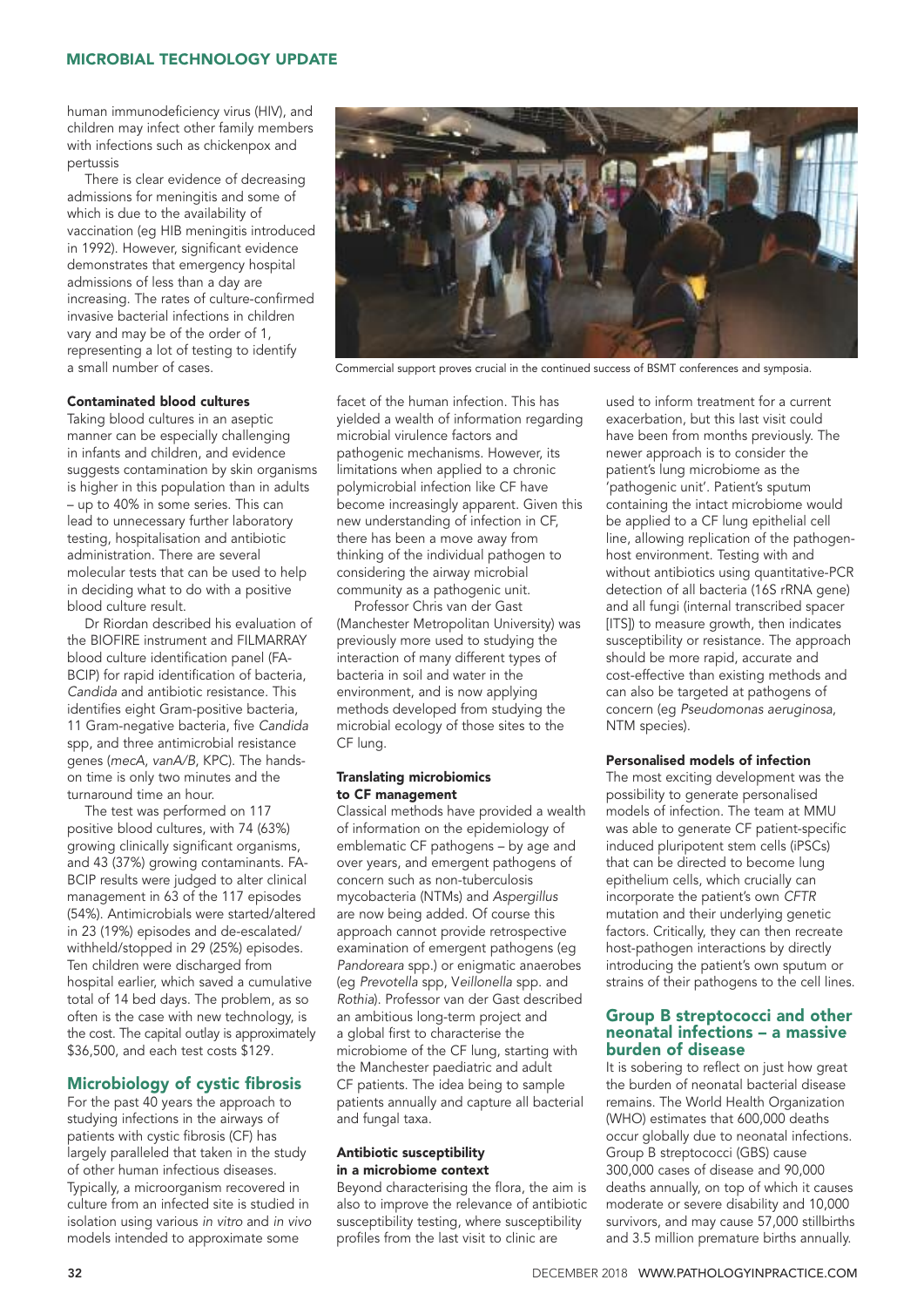human immunodeficiency virus (HIV), and children may infect other family members with infections such as chickenpox and pertussis

There is clear evidence of decreasing admissions for meningitis and some of which is due to the availability of vaccination (eg HIB meningitis introduced in 1992). However, significant evidence demonstrates that emergency hospital admissions of less than a day are increasing. The rates of culture-confirmed invasive bacterial infections in children vary and may be of the order of 1, representing a lot of testing to identify a small number of cases.

#### Contaminated blood cultures

Taking blood cultures in an aseptic manner can be especially challenging in infants and children, and evidence suggests contamination by skin organisms is higher in this population than in adults – up to 40% in some series. This can lead to unnecessary further laboratory testing, hospitalisation and antibiotic administration. There are several molecular tests that can be used to help in deciding what to do with a positive blood culture result.

Dr Riordan described his evaluation of the BIOFIRE instrument and FILMARRAY blood culture identification panel (FA-BCIP) for rapid identification of bacteria, *Candida* and antibiotic resistance. This identifies eight Gram-positive bacteria, 11 Gram-negative bacteria, five *Candida* spp, and three antimicrobial resistance genes (*mecA*, *vanA/B*, KPC). The hands-on time is only two minutes and the turnaround time an hour.

The test was performed on 117 positive blood cultures, with 74 (63%) growing clinically significant organisms, and 43 (37%) growing contaminants. FA-BCIP results were judged to alter clinical management in 63 of the 117 episodes (54%). Antimicrobials were started/altered in 23 (19%) episodes and de-escalated/withheld/stopped in 29 (25%) episodes. Ten children were discharged from hospital earlier, which saved a cumulative total of 14 bed days. The problem, as so often is the case with new technology, is the cost. The capital outlay is approximately $36,500, and each test costs $129.

Commercial support proves crucial in the continued success of BSMT conferences and symposia.

## Microbiology of cystic fibrosis

For the past 40 years the approach to studying infections in the airways of patients with cystic fibrosis (CF) has largely paralleled that taken in the study of other human infectious diseases. Typically, a microorganism recovered in culture from an infected site is studied in isolation using various *in vitro* and *in vivo* models intended to approximate some facet of the human infection. This has yielded a wealth of information regarding microbial virulence factors and pathogenic mechanisms. However, its limitations when applied to a chronic polymicrobial infection like CF have become increasingly apparent. Given this new understanding of infection in CF, there has been a move away from thinking of the individual pathogen to considering the airway microbial community as a pathogenic unit.

Professor Chris van der Gast (Manchester Metropolitan University) was previously more used to studying the interaction of many different types of bacteria in soil and water in the environment, and is now applying methods developed from studying the microbial ecology of those sites to the CF lung.

#### Translating microbiomics to CF management

Classical methods have provided a wealth of information on the epidemiology of emblematic CF pathogens – by age and over years, and emergent pathogens of concern such as non-tuberculosis mycobacteria (NTMs) and *Aspergillus* are now being added. Of course this approach cannot provide retrospective examination of emergent pathogens (eg *Pandoreara* spp.) or enigmatic anaerobes (eg *Prevotella* spp, *Veillonella* spp. and *Rothia*). Professor van der Gast described an ambitious long-term project and a global first to characterise the microbiome of the CF lung, starting with the Manchester paediatric and adult CF patients. The idea being to sample patients annually and capture all bacterial and fungal taxa.

#### Antibiotic susceptibility in a microbiome context

Beyond characterising the flora, the aim is also to improve the relevance of antibiotic susceptibility testing, where susceptibility profiles from the last visit to clinic are used to inform treatment for a current exacerbation, but this last visit could have been from months previously. The newer approach is to consider the patient's lung microbiome as the 'pathogenic unit'. Patient's sputum containing the intact microbiome would be applied to a CF lung epithelial cell line, allowing replication of the pathogen-host environment. Testing with and without antibiotics using quantitative-PCR detection of all bacteria (16S rRNA gene) and all fungi (internal transcribed spacer [ITS]) to measure growth, then indicates susceptibility or resistance. The approach should be more rapid, accurate and cost-effective than existing methods and can also be targeted at pathogens of concern (eg *Pseudomonas aeruginosa*, NTM species).

#### Personalised models of infection

The most exciting development was the possibility to generate personalised models of infection. The team at MMU was able to generate CF patient-specific induced pluripotent stem cells (iPSCs) that can be directed to become lung epithelium cells, which crucially can incorporate the patient's own *CFTR* mutation and their underlying genetic factors. Critically, they can then recreate host-pathogen interactions by directly introducing the patient's own sputum or strains of their pathogens to the cell lines.

## Group B streptococci and other neonatal infections – a massive burden of disease

It is sobering to reflect on just how great the burden of neonatal bacterial disease remains. The World Health Organization (WHO) estimates that 600,000 deaths occur globally due to neonatal infections. Group B streptococci (GBS) cause 300,000 cases of disease and 90,000 deaths annually, on top of which it causes moderate or severe disability and 10,000 survivors, and may cause 57,000 stillbirths and 3.5 million premature births annually.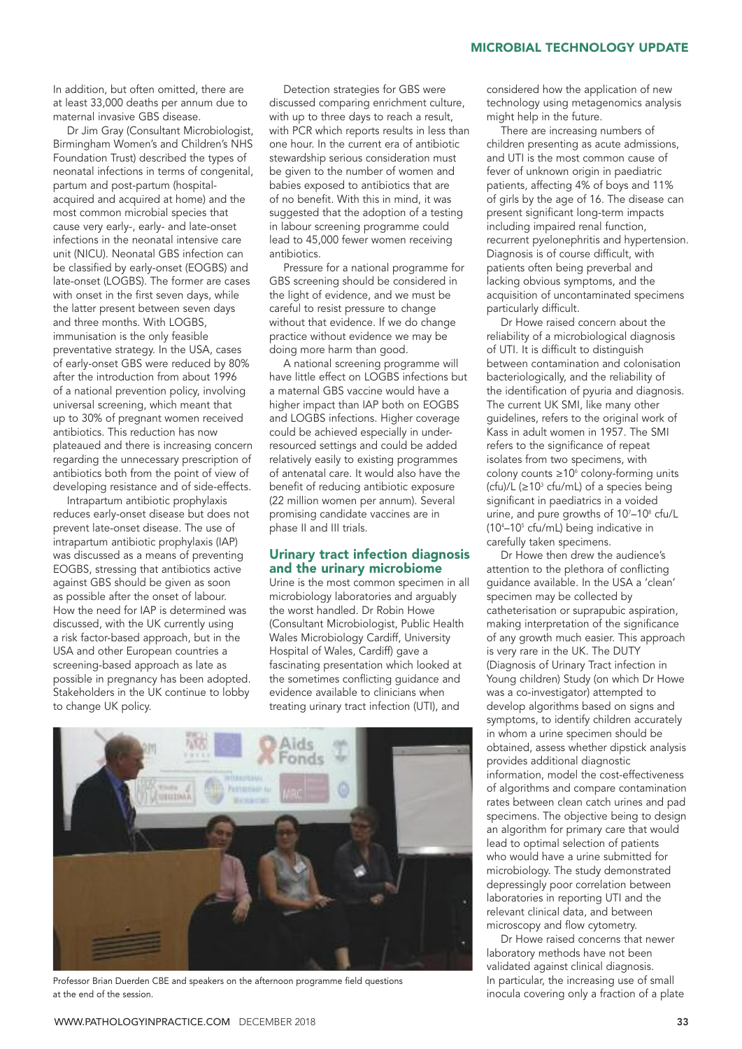In addition, but often omitted, there are at least 33,000 deaths per annum due to maternal invasive GBS disease.

Dr Jim Gray (Consultant Microbiologist, Birmingham Women's and Children's NHS Foundation Trust) described the types of neonatal infections in terms of congenital, partum and post-partum (hospital-acquired and acquired at home) and the most common microbial species that cause very early-, early- and late-onset infections in the neonatal intensive care unit (NICU). Neonatal GBS infection can be classified by early-onset (EOGBS) and late-onset (LOGBS). The former are cases with onset in the first seven days, while the latter present between seven days and three months. With LOGBS, immunisation is the only feasible preventative strategy. In the USA, cases of early-onset GBS were reduced by 80% after the introduction from about 1996 of a national prevention policy, involving universal screening, which meant that up to 30% of pregnant women received antibiotics. This reduction has now plateaued and there is increasing concern regarding the unnecessary prescription of antibiotics both from the point of view of developing resistance and of side-effects.

Intrapartum antibiotic prophylaxis reduces early-onset disease but does not prevent late-onset disease. The use of intrapartum antibiotic prophylaxis (IAP) was discussed as a means of preventing EOGBS, stressing that antibiotics active against GBS should be given as soon as possible after the onset of labour. How the need for IAP is determined was discussed, with the UK currently using a risk factor-based approach, but in the USA and other European countries a screening-based approach as late as possible in pregnancy has been adopted. Stakeholders in the UK continue to lobby to change UK policy.

Detection strategies for GBS were discussed comparing enrichment culture, with up to three days to reach a result, with PCR which reports results in less than one hour. In the current era of antibiotic stewardship serious consideration must be given to the number of women and babies exposed to antibiotics that are of no benefit. With this in mind, it was suggested that the adoption of a testing in labour screening programme could lead to 45,000 fewer women receiving antibiotics.

Pressure for a national programme for GBS screening should be considered in the light of evidence, and we must be careful to resist pressure to change without that evidence. If we do change practice without evidence we may be doing more harm than good.

A national screening programme will have little effect on LOGBS infections but a maternal GBS vaccine would have a higher impact than IAP both on EOGBS and LOGBS infections. Higher coverage could be achieved especially in under-resourced settings and could be added relatively easily to existing programmes of antenatal care. It would also have the benefit of reducing antibiotic exposure (22 million women per annum). Several promising candidate vaccines are in phase II and III trials.

## Urinary tract infection diagnosis and the urinary microbiome

Urine is the most common specimen in all microbiology laboratories and arguably the worst handled. Dr Robin Howe (Consultant Microbiologist, Public Health Wales Microbiology Cardiff, University Hospital of Wales, Cardiff) gave a fascinating presentation which looked at the sometimes conflicting guidance and evidence available to clinicians when treating urinary tract infection (UTI), and considered how the application of new technology using metagenomics analysis might help in the future.

Professor Brian Duerden CBE and speakers on the afternoon programme field questions at the end of the session.

There are increasing numbers of children presenting as acute admissions, and UTI is the most common cause of fever of unknown origin in paediatric patients, affecting 4% of boys and 11% of girls by the age of 16. The disease can present significant long-term impacts including impaired renal function, recurrent pyelonephritis and hypertension. Diagnosis is of course difficult, with patients often being preverbal and lacking obvious symptoms, and the acquisition of uncontaminated specimens particularly difficult.

Dr Howe raised concern about the reliability of a microbiological diagnosis of UTI. It is difficult to distinguish between contamination and colonisation bacteriologically, and the reliability of the identification of pyuria and diagnosis. The current UK SMI, like many other guidelines, refers to the original work of Kass in adult women in 1957. The SMI refers to the significance of repeat isolates from two specimens, with colony counts $\geq 10^6$ colony-forming units (cfu)/L ($\geq 10^3$ cfu/mL) of a species being significant in paediatrics in a voided urine, and pure growths of $10^7$–$10^8$ cfu/L ($10^4$–$10^5$ cfu/mL) being indicative in carefully taken specimens.

Dr Howe then drew the audience's attention to the plethora of conflicting guidance available. In the USA a 'clean' specimen may be collected by catheterisation or suprapubic aspiration, making interpretation of the significance of any growth much easier. This approach is very rare in the UK. The DUTY (Diagnosis of Urinary Tract infection in Young children) Study (on which Dr Howe was a co-investigator) attempted to develop algorithms based on signs and symptoms, to identify children accurately in whom a urine specimen should be obtained, assess whether dipstick analysis provides additional diagnostic information, model the cost-effectiveness of algorithms and compare contamination rates between clean catch urines and pad specimens. The objective being to design an algorithm for primary care that would lead to optimal selection of patients who would have a urine submitted for microbiology. The study demonstrated depressingly poor correlation between laboratories in reporting UTI and the relevant clinical data, and between microscopy and flow cytometry.

Dr Howe raised concerns that newer laboratory methods have not been validated against clinical diagnosis. In particular, the increasing use of small inocula covering only a fraction of a plate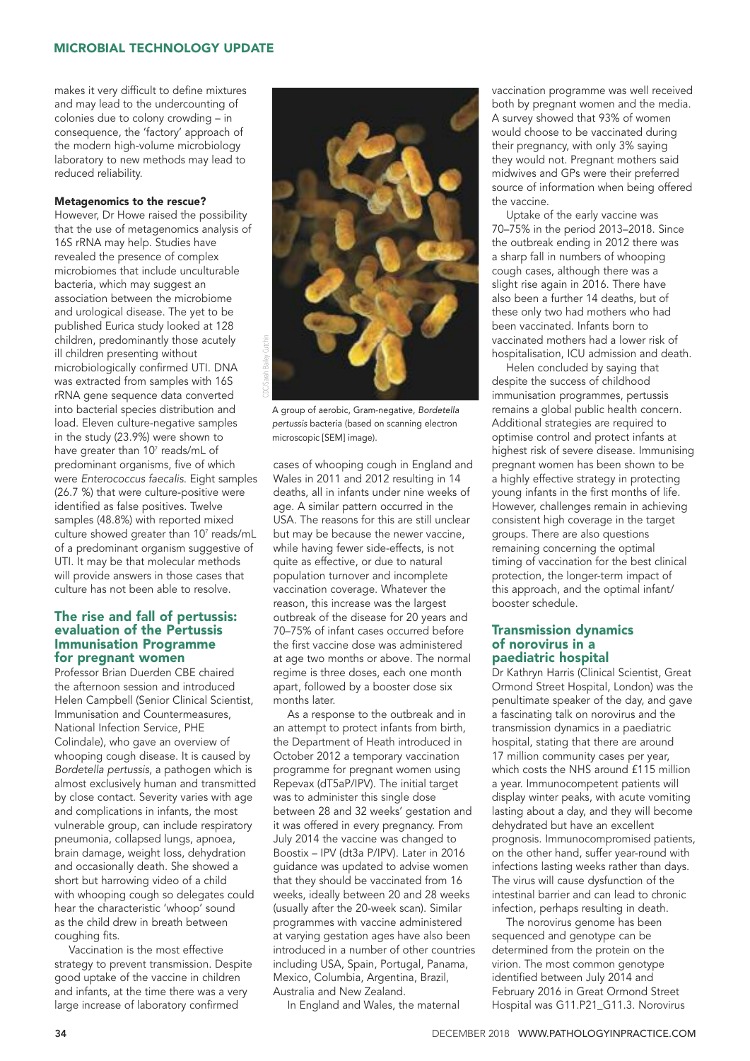makes it very difficult to define mixtures and may lead to the undercounting of colonies due to colony crowding – in consequence, the 'factory' approach of the modern high-volume microbiology laboratory to new methods may lead to reduced reliability.

#### Metagenomics to the rescue?

However, Dr Howe raised the possibility that the use of metagenomics analysis of 16S rRNA may help. Studies have revealed the presence of complex microbiomes that include unculturable bacteria, which may suggest an association between the microbiome and urological disease. The yet to be published Eurica study looked at 128 children, predominantly those acutely ill children presenting without microbiologically confirmed UTI. DNA was extracted from samples with 16S rRNA gene sequence data converted into bacterial species distribution and load. Eleven culture-negative samples in the study (23.9%) were shown to have greater than $10^7$ reads/mL of predominant organisms, five of which were *Enterococcus faecalis*. Eight samples (26.7 %) that were culture-positive were identified as false positives. Twelve samples (48.8%) with reported mixed culture showed greater than $10^7$ reads/mL of a predominant organism suggestive of UTI. It may be that molecular methods will provide answers in those cases that culture has not been able to resolve.

A group of aerobic, Gram-negative, *Bordetella pertussis* bacteria (based on scanning electron microscopic [SEM] image).

### The rise and fall of pertussis: evaluation of the Pertussis Immunisation Programme for pregnant women

Professor Brian Duerden CBE chaired the afternoon session and introduced Helen Campbell (Senior Clinical Scientist, Immunisation and Countermeasures, National Infection Service, PHE Colindale), who gave an overview of whooping cough disease. It is caused by *Bordetella pertussis*, a pathogen which is almost exclusively human and transmitted by close contact. Severity varies with age and complications in infants, the most vulnerable group, can include respiratory pneumonia, collapsed lungs, apnoea, brain damage, weight loss, dehydration and occasionally death. She showed a short but harrowing video of a child with whooping cough so delegates could hear the characteristic 'whoop' sound as the child drew in breath between coughing fits.

Vaccination is the most effective strategy to prevent transmission. Despite good uptake of the vaccine in children and infants, at the time there was a very large increase of laboratory confirmed cases of whooping cough in England and Wales in 2011 and 2012 resulting in 14 deaths, all in infants under nine weeks of age. A similar pattern occurred in the USA. The reasons for this are still unclear but may be because the newer vaccine, while having fewer side-effects, is not quite as effective, or due to natural population turnover and incomplete vaccination coverage. Whatever the reason, this increase was the largest outbreak of the disease for 20 years and 70–75% of infant cases occurred before the first vaccine dose was administered at age two months or above. The normal regime is three doses, each one month apart, followed by a booster dose six months later.

As a response to the outbreak and in an attempt to protect infants from birth, the Department of Heath introduced in October 2012 a temporary vaccination programme for pregnant women using Repevax (dT5aP/IPV). The initial target was to administer this single dose between 28 and 32 weeks' gestation and it was offered in every pregnancy. From July 2014 the vaccine was changed to Boostix – IPV (dt3a P/IPV). Later in 2016 guidance was updated to advise women that they should be vaccinated from 16 weeks, ideally between 20 and 28 weeks (usually after the 20-week scan). Similar programmes with vaccine administered at varying gestation ages have also been introduced in a number of other countries including USA, Spain, Portugal, Panama, Mexico, Columbia, Argentina, Brazil, Australia and New Zealand.

In England and Wales, the maternal vaccination programme was well received both by pregnant women and the media. A survey showed that 93% of women would choose to be vaccinated during their pregnancy, with only 3% saying they would not. Pregnant mothers said midwives and GPs were their preferred source of information when being offered the vaccine.

Uptake of the early vaccine was 70–75% in the period 2013–2018. Since the outbreak ending in 2012 there was a sharp fall in numbers of whooping cough cases, although there was a slight rise again in 2016. There have also been a further 14 deaths, but of these only two had mothers who had been vaccinated. Infants born to vaccinated mothers had a lower risk of hospitalisation, ICU admission and death.

Helen concluded by saying that despite the success of childhood immunisation programmes, pertussis remains a global public health concern. Additional strategies are required to optimise control and protect infants at highest risk of severe disease. Immunising pregnant women has been shown to be a highly effective strategy in protecting young infants in the first months of life. However, challenges remain in achieving consistent high coverage in the target groups. There are also questions remaining concerning the optimal timing of vaccination for the best clinical protection, the longer-term impact of this approach, and the optimal infant/booster schedule.

### Transmission dynamics of norovirus in a paediatric hospital

Dr Kathryn Harris (Clinical Scientist, Great Ormond Street Hospital, London) was the penultimate speaker of the day, and gave a fascinating talk on norovirus and the transmission dynamics in a paediatric hospital, stating that there are around 17 million community cases per year, which costs the NHS around £115 million a year. Immunocompetent patients will display winter peaks, with acute vomiting lasting about a day, and they will become dehydrated but have an excellent prognosis. Immunocompromised patients, on the other hand, suffer year-round with infections lasting weeks rather than days. The virus will cause dysfunction of the intestinal barrier and can lead to chronic infection, perhaps resulting in death.

The norovirus genome has been sequenced and genotype can be determined from the protein on the virion. The most common genotype identified between July 2014 and February 2016 in Great Ormond Street Hospital was G11.P21_G11.3. Norovirus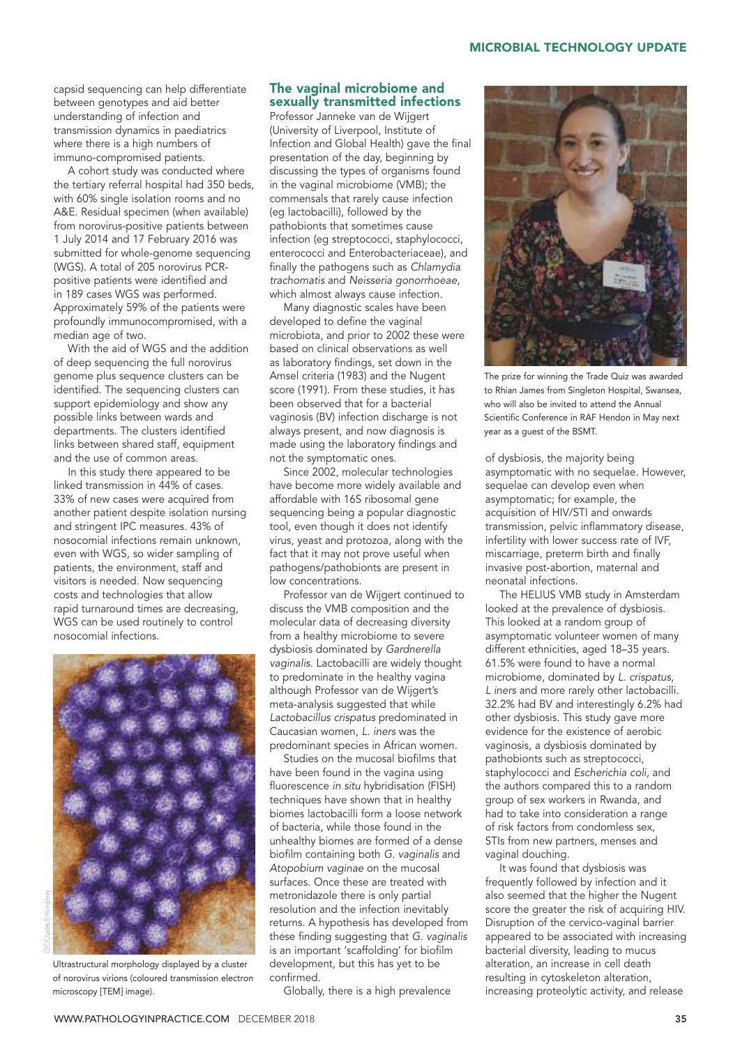capsid sequencing can help differentiate between genotypes and aid better understanding of infection and transmission dynamics in paediatrics where there is a high numbers of immuno-compromised patients.

A cohort study was conducted where the tertiary referral hospital had 350 beds, with 60% single isolation rooms and no A&E. Residual specimen (when available) from norovirus-positive patients between 1 July 2014 and 17 February 2016 was submitted for whole-genome sequencing (WGS). A total of 205 norovirus PCR-positive patients were identified and in 189 cases WGS was performed. Approximately 59% of the patients were profoundly immunocompromised, with a median age of two.

With the aid of WGS and the addition of deep sequencing the full norovirus genome plus sequence clusters can be identified. The sequencing clusters can support epidemiology and show any possible links between wards and departments. The clusters identified links between shared staff, equipment and the use of common areas.

In this study there appeared to be linked transmission in 44% of cases. 33% of new cases were acquired from another patient despite isolation nursing and stringent IPC measures. 43% of nosocomial infections remain unknown, even with WGS, so wider sampling of patients, the environment, staff and visitors is needed. Now sequencing costs and technologies that allow rapid turnaround times are decreasing, WGS can be used routinely to control nosocomial infections.

Ultrastructural morphology displayed by a cluster of norovirus virions (coloured transmission electron microscopy [TEM] image).

## The vaginal microbiome and sexually transmitted infections

Professor Janneke van de Wijgert (University of Liverpool, Institute of Infection and Global Health) gave the final presentation of the day, beginning by discussing the types of organisms found in the vaginal microbiome (VMB); the commensals that rarely cause infection (eg lactobacilli), followed by the pathobionts that sometimes cause infection (eg streptococci, staphylococci, enterococci and Enterobacteriaceae), and finally the pathogens such as *Chlamydia trachomatis* and *Neisseria gonorrhoeae*, which almost always cause infection.

Many diagnostic scales have been developed to define the vaginal microbiota, and prior to 2002 these were based on clinical observations as well as laboratory findings, set down in the Amsel criteria (1983) and the Nugent score (1991). From these studies, it has been observed that for a bacterial vaginosis (BV) infection discharge is not always present, and now diagnosis is made using the laboratory findings and not the symptomatic ones.

Since 2002, molecular technologies have become more widely available and affordable with 16S ribosomal gene sequencing being a popular diagnostic tool, even though it does not identify virus, yeast and protozoa, along with the fact that it may not prove useful when pathogens/pathobionts are present in low concentrations.

Professor van de Wijgert continued to discuss the VMB composition and the molecular data of decreasing diversity from a healthy microbiome to severe dysbiosis dominated by *Gardnerella vaginalis*. Lactobacilli are widely thought to predominate in the healthy vagina although Professor van de Wijgert's meta-analysis suggested that while *Lactobacillus crispatus* predominated in Caucasian women, *L. iners* was the predominant species in African women.

Studies on the mucosal biofilms that have been found in the vagina using fluorescence *in situ* hybridisation (FISH) techniques have shown that in healthy biomes lactobacilli form a loose network of bacteria, while those found in the unhealthy biomes are formed of a dense biofilm containing both *G. vaginalis* and *Atopobium vaginae* on the mucosal surfaces. Once these are treated with metronidazole there is only partial resolution and the infection inevitably returns. A hypothesis has developed from these finding suggesting that *G. vaginalis* is an important 'scaffolding' for biofilm development, but this has yet to be confirmed.

Globally, there is a high prevalence of dysbiosis, the majority being asymptomatic with no sequelae. However, sequelae can develop even when asymptomatic; for example, the acquisition of HIV/STI and onwards transmission, pelvic inflammatory disease, infertility with lower success rate of IVF, miscarriage, preterm birth and finally invasive post-abortion, maternal and neonatal infections.

The prize for winning the Trade Quiz was awarded to Rhian James from Singleton Hospital, Swansea, who will also be invited to attend the Annual Scientific Conference in RAF Hendon in May next year as a guest of the BSMT.

The HELIUS VMB study in Amsterdam looked at the prevalence of dysbiosis. This looked at a random group of asymptomatic volunteer women of many different ethnicities, aged 18–35 years. 61.5% were found to have a normal microbiome, dominated by *L. crispatus*, *L iners* and more rarely other lactobacilli. 32.2% had BV and interestingly 6.2% had other dysbiosis. This study gave more evidence for the existence of aerobic vaginosis, a dysbiosis dominated by pathobionts such as streptococci, staphylococci and *Escherichia coli*, and the authors compared this to a random group of sex workers in Rwanda, and had to take into consideration a range of risk factors from condomless sex, STIs from new partners, menses and vaginal douching.

It was found that dysbiosis was frequently followed by infection and it also seemed that the higher the Nugent score the greater the risk of acquiring HIV. Disruption of the cervico-vaginal barrier appeared to be associated with increasing bacterial diversity, leading to mucus alteration, an increase in cell death resulting in cytoskeleton alteration, increasing proteolytic activity, and release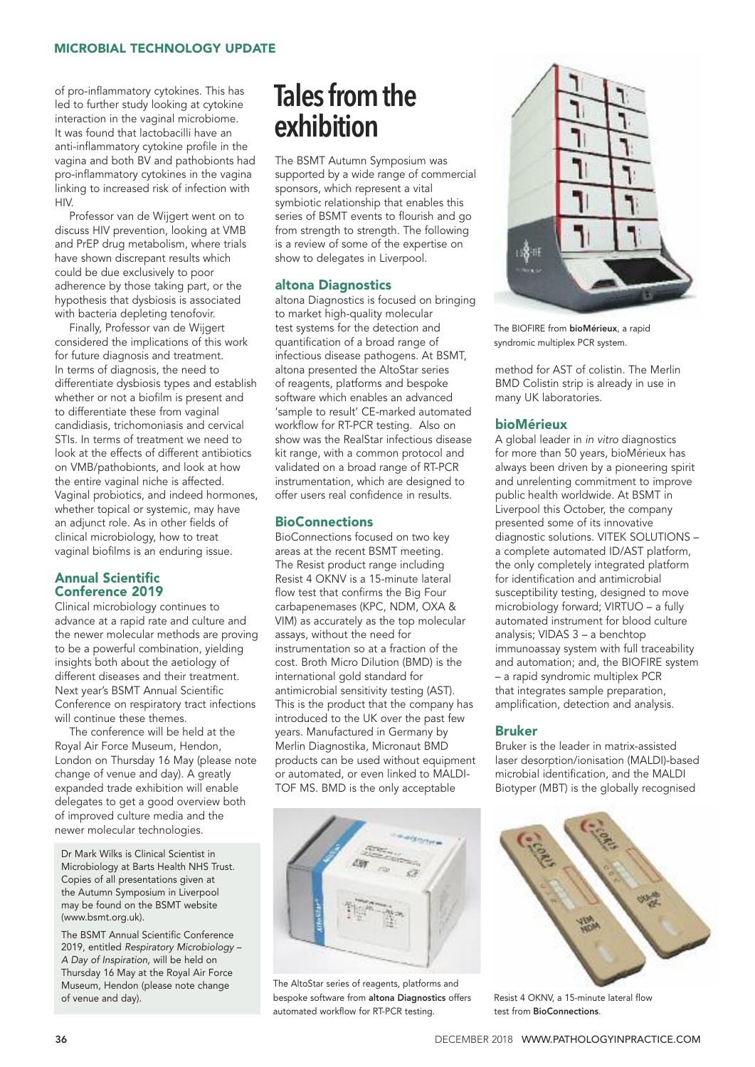of pro-inflammatory cytokines. This has led to further study looking at cytokine interaction in the vaginal microbiome. It was found that lactobacilli have an anti-inflammatory cytokine profile in the vagina and both BV and pathobionts had pro-inflammatory cytokines in the vagina linking to increased risk of infection with HIV.

Professor van de Wijgert went on to discuss HIV prevention, looking at VMB and PrEP drug metabolism, where trials have shown discrepant results which could be due exclusively to poor adherence by those taking part, or the hypothesis that dysbiosis is associated with bacteria depleting tenofovir.

Finally, Professor van de Wijgert considered the implications of this work for future diagnosis and treatment. In terms of diagnosis, the need to differentiate dysbiosis types and establish whether or not a biofilm is present and to differentiate these from vaginal candidiasis, trichomoniasis and cervical STIs. In terms of treatment we need to look at the effects of different antibiotics on VMB/pathobionts, and look at how the entire vaginal niche is affected. Vaginal probiotics, and indeed hormones, whether topical or systemic, may have an adjunct role. As in other fields of clinical microbiology, how to treat vaginal biofilms is an enduring issue.

### Annual Scientific Conference 2019

Clinical microbiology continues to advance at a rapid rate and culture and the newer molecular methods are proving to be a powerful combination, yielding insights both about the aetiology of different diseases and their treatment. Next year's BSMT Annual Scientific Conference on respiratory tract infections will continue these themes.

The conference will be held at the Royal Air Force Museum, Hendon, London on Thursday 16 May (please note change of venue and day). A greatly expanded trade exhibition will enable delegates to get a good overview both of improved culture media and the newer molecular technologies.

Dr Mark Wilks is Clinical Scientist in Microbiology at Barts Health NHS Trust. Copies of all presentations given at the Autumn Symposium in Liverpool may be found on the BSMT website (www.bsmt.org.uk).

The BSMT Annual Scientific Conference 2019, entitled *Respiratory Microbiology – A Day of Inspiration*, will be held on Thursday 16 May at the Royal Air Force Museum, Hendon (please note change of venue and day).

# Tales from the exhibition

The BSMT Autumn Symposium was supported by a wide range of commercial sponsors, which represent a vital symbiotic relationship that enables this series of BSMT events to flourish and go from strength to strength. The following is a review of some of the expertise on show to delegates in Liverpool.

### altona Diagnostics

altona Diagnostics is focused on bringing to market high-quality molecular test systems for the detection and quantification of a broad range of infectious disease pathogens. At BSMT, altona presented the AltoStar series of reagents, platforms and bespoke software which enables an advanced 'sample to result' CE-marked automated workflow for RT-PCR testing. Also on show was the RealStar infectious disease kit range, with a common protocol and validated on a broad range of RT-PCR instrumentation, which are designed to offer users real confidence in results.

### BioConnections

BioConnections focused on two key areas at the recent BSMT meeting. The Resist product range including Resist 4 OKNV is a 15-minute lateral flow test that confirms the Big Four carbapenemases (KPC, NDM, OXA & VIM) as accurately as the top molecular assays, without the need for instrumentation so at a fraction of the cost. Broth Micro Dilution (BMD) is the international gold standard for antimicrobial sensitivity testing (AST). This is the product that the company has introduced to the UK over the past few years. Manufactured in Germany by Merlin Diagnostika, Micronaut BMD products can be used without equipment or automated, or even linked to MALDI-TOF MS. BMD is the only acceptable method for AST of colistin. The Merlin BMD Colistin strip is already in use in many UK laboratories.

The AltoStar series of reagents, platforms and bespoke software from **altona Diagnostics** offers automated workflow for RT-PCR testing.

The BIOFIRE from **bioMérieux**, a rapid syndromic multiplex PCR system.

### bioMérieux

A global leader in *in vitro* diagnostics for more than 50 years, bioMérieux has always been driven by a pioneering spirit and unrelenting commitment to improve public health worldwide. At BSMT in Liverpool this October, the company presented some of its innovative diagnostic solutions. VITEK SOLUTIONS – a complete automated ID/AST platform, the only completely integrated platform for identification and antimicrobial susceptibility testing, designed to move microbiology forward; VIRTUO – a fully automated instrument for blood culture analysis; VIDAS 3 – a benchtop immunoassay system with full traceability and automation; and, the BIOFIRE system – a rapid syndromic multiplex PCR that integrates sample preparation, amplification, detection and analysis.

### Bruker

Bruker is the leader in matrix-assisted laser desorption/ionisation (MALDI)-based microbial identification, and the MALDI Biotyper (MBT) is the globally recognised

Resist 4 OKNV, a 15-minute lateral flow test from **BioConnections**.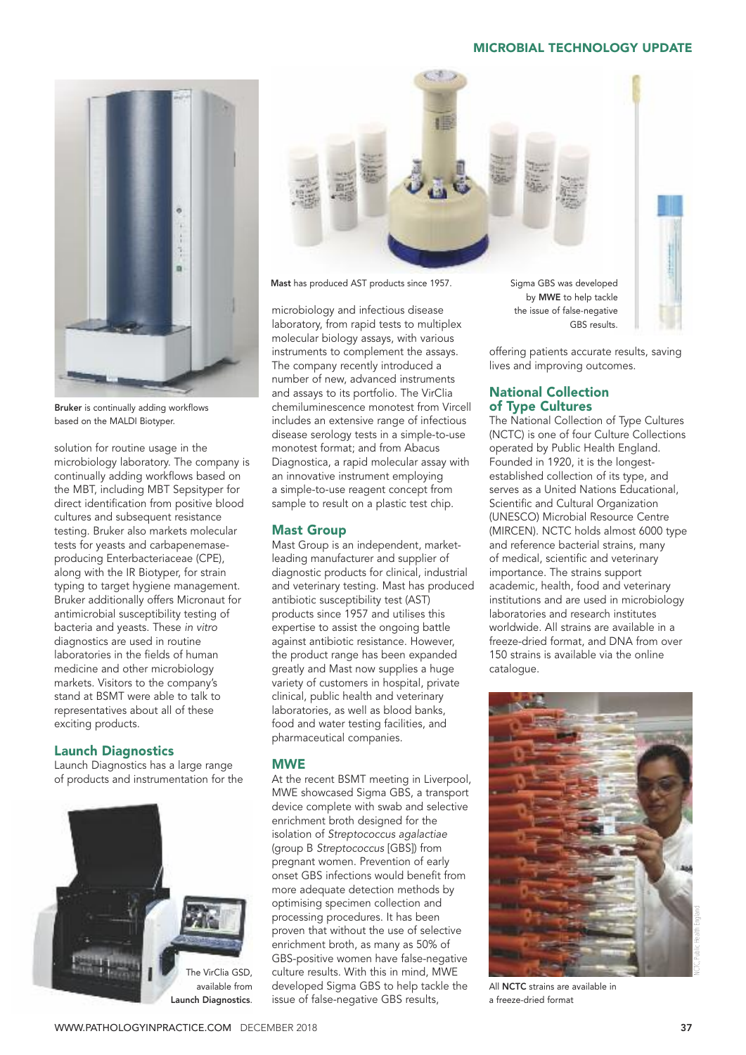Bruker is continually adding workflows based on the MALDI Biotyper.

solution for routine usage in the microbiology laboratory. The company is continually adding workflows based on the MBT, including MBT Sepsityper for direct identification from positive blood cultures and subsequent resistance testing. Bruker also markets molecular tests for yeasts and carbapenemase-producing Enterbacteriaceae (CPE), along with the IR Biotyper, for strain typing to target hygiene management. Bruker additionally offers Micronaut for antimicrobial susceptibility testing of bacteria and yeasts. These *in vitro* diagnostics are used in routine laboratories in the fields of human medicine and other microbiology markets. Visitors to the company's stand at BSMT were able to talk to representatives about all of these exciting products.

## Launch Diagnostics

Launch Diagnostics has a large range of products and instrumentation for the microbiology and infectious disease laboratory, from rapid tests to multiplex molecular biology assays, with various instruments to complement the assays. The company recently introduced a number of new, advanced instruments and assays to its portfolio. The VirClia chemiluminescence monotest from Vircell includes an extensive range of infectious disease serology tests in a simple-to-use monotest format; and from Abacus Diagnostica, a rapid molecular assay with an innovative instrument employing a simple-to-use reagent concept from sample to result on a plastic test chip.

The VirClia GSD, available from **Launch Diagnostics**.

Mast has produced AST products since 1957.

## Mast Group

Mast Group is an independent, market-leading manufacturer and supplier of diagnostic products for clinical, industrial and veterinary testing. Mast has produced antibiotic susceptibility test (AST) products since 1957 and utilises this expertise to assist the ongoing battle against antibiotic resistance. However, the product range has been expanded greatly and Mast now supplies a huge variety of customers in hospital, private clinical, public health and veterinary laboratories, as well as blood banks, food and water testing facilities, and pharmaceutical companies.

## MWE

At the recent BSMT meeting in Liverpool, MWE showcased Sigma GBS, a transport device complete with swab and selective enrichment broth designed for the isolation of *Streptococcus agalactiae* (group B *Streptococcus* [GBS]) from pregnant women. Prevention of early onset GBS infections would benefit from more adequate detection methods by optimising specimen collection and processing procedures. It has been proven that without the use of selective enrichment broth, as many as 50% of GBS-positive women have false-negative culture results. With this in mind, MWE developed Sigma GBS to help tackle the issue of false-negative GBS results, offering patients accurate results, saving lives and improving outcomes.

Sigma GBS was developed by **MWE** to help tackle the issue of false-negative GBS results.

## National Collection of Type Cultures

The National Collection of Type Cultures (NCTC) is one of four Culture Collections operated by Public Health England. Founded in 1920, it is the longest-established collection of its type, and serves as a United Nations Educational, Scientific and Cultural Organization (UNESCO) Microbial Resource Centre (MIRCEN). NCTC holds almost 6000 type and reference bacterial strains, many of medical, scientific and veterinary importance. The strains support academic, health, food and veterinary institutions and are used in microbiology laboratories and research institutes worldwide. All strains are available in a freeze-dried format, and DNA from over 150 strains is available via the online catalogue.

All **NCTC** strains are available in a freeze-dried format

NCTC, Public Health England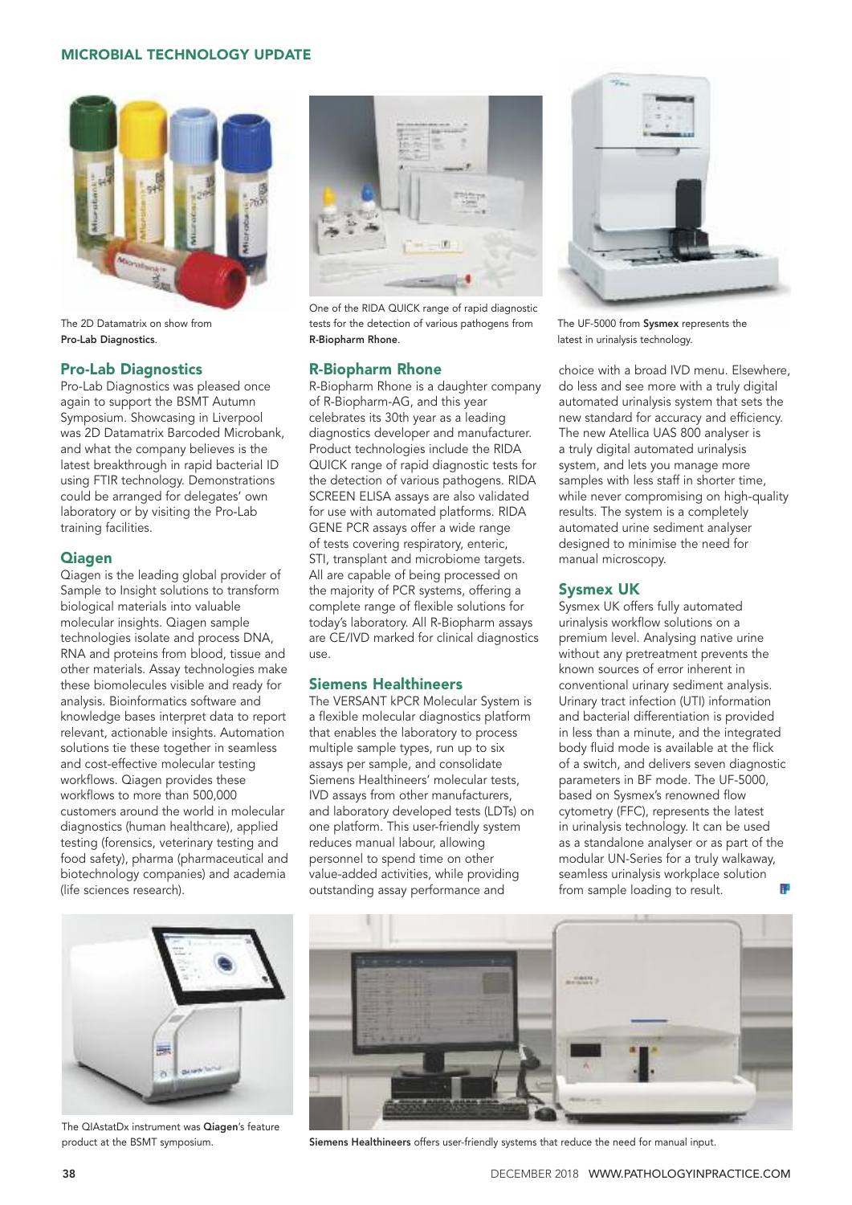The 2D Datamatrix on show from **Pro-Lab Diagnostics**.

## Pro-Lab Diagnostics

Pro-Lab Diagnostics was pleased once again to support the BSMT Autumn Symposium. Showcasing in Liverpool was 2D Datamatrix Barcoded Microbank, and what the company believes is the latest breakthrough in rapid bacterial ID using FTIR technology. Demonstrations could be arranged for delegates' own laboratory or by visiting the Pro-Lab training facilities.

## Qiagen

Qiagen is the leading global provider of Sample to Insight solutions to transform biological materials into valuable molecular insights. Qiagen sample technologies isolate and process DNA, RNA and proteins from blood, tissue and other materials. Assay technologies make these biomolecules visible and ready for analysis. Bioinformatics software and knowledge bases interpret data to report relevant, actionable insights. Automation solutions tie these together in seamless and cost-effective molecular testing workflows. Qiagen provides these workflows to more than 500,000 customers around the world in molecular diagnostics (human healthcare), applied testing (forensics, veterinary testing and food safety), pharma (pharmaceutical and biotechnology companies) and academia (life sciences research).

One of the RIDA QUICK range of rapid diagnostic tests for the detection of various pathogens from **R-Biopharm Rhone**.

## R-Biopharm Rhone

R-Biopharm Rhone is a daughter company of R-Biopharm-AG, and this year celebrates its 30th year as a leading diagnostics developer and manufacturer. Product technologies include the RIDA QUICK range of rapid diagnostic tests for the detection of various pathogens. RIDA SCREEN ELISA assays are also validated for use with automated platforms. RIDA GENE PCR assays offer a wide range of tests covering respiratory, enteric, STI, transplant and microbiome targets. All are capable of being processed on the majority of PCR systems, offering a complete range of flexible solutions for today's laboratory. All R-Biopharm assays are CE/IVD marked for clinical diagnostics use.

## Siemens Healthineers

The VERSANT kPCR Molecular System is a flexible molecular diagnostics platform that enables the laboratory to process multiple sample types, run up to six assays per sample, and consolidate Siemens Healthineers' molecular tests, IVD assays from other manufacturers, and laboratory developed tests (LDTs) on one platform. This user-friendly system reduces manual labour, allowing personnel to spend time on other value-added activities, while providing outstanding assay performance and choice with a broad IVD menu. Elsewhere, do less and see more with a truly digital automated urinalysis system that sets the new standard for accuracy and efficiency. The new Atellica UAS 800 analyser is a truly digital automated urinalysis system, and lets you manage more samples with less staff in shorter time, while never compromising on high-quality results. The system is a completely automated urine sediment analyser designed to minimise the need for manual microscopy.

The UF-5000 from **Sysmex** represents the latest in urinalysis technology.

## Sysmex UK

Sysmex UK offers fully automated urinalysis workflow solutions on a premium level. Analysing native urine without any pretreatment prevents the known sources of error inherent in conventional urinary sediment analysis. Urinary tract infection (UTI) information and bacterial differentiation is provided in less than a minute, and the integrated body fluid mode is available at the flick of a switch, and delivers seven diagnostic parameters in BF mode. The UF-5000, based on Sysmex's renowned flow cytometry (FFC), represents the latest in urinalysis technology. It can be used as a standalone analyser or as part of the modular UN-Series for a truly walkaway, seamless urinalysis workplace solution from sample loading to result.

The QIAstatDx instrument was **Qiagen**'s feature product at the BSMT symposium.

**Siemens Healthineers** offers user-friendly systems that reduce the need for manual input.